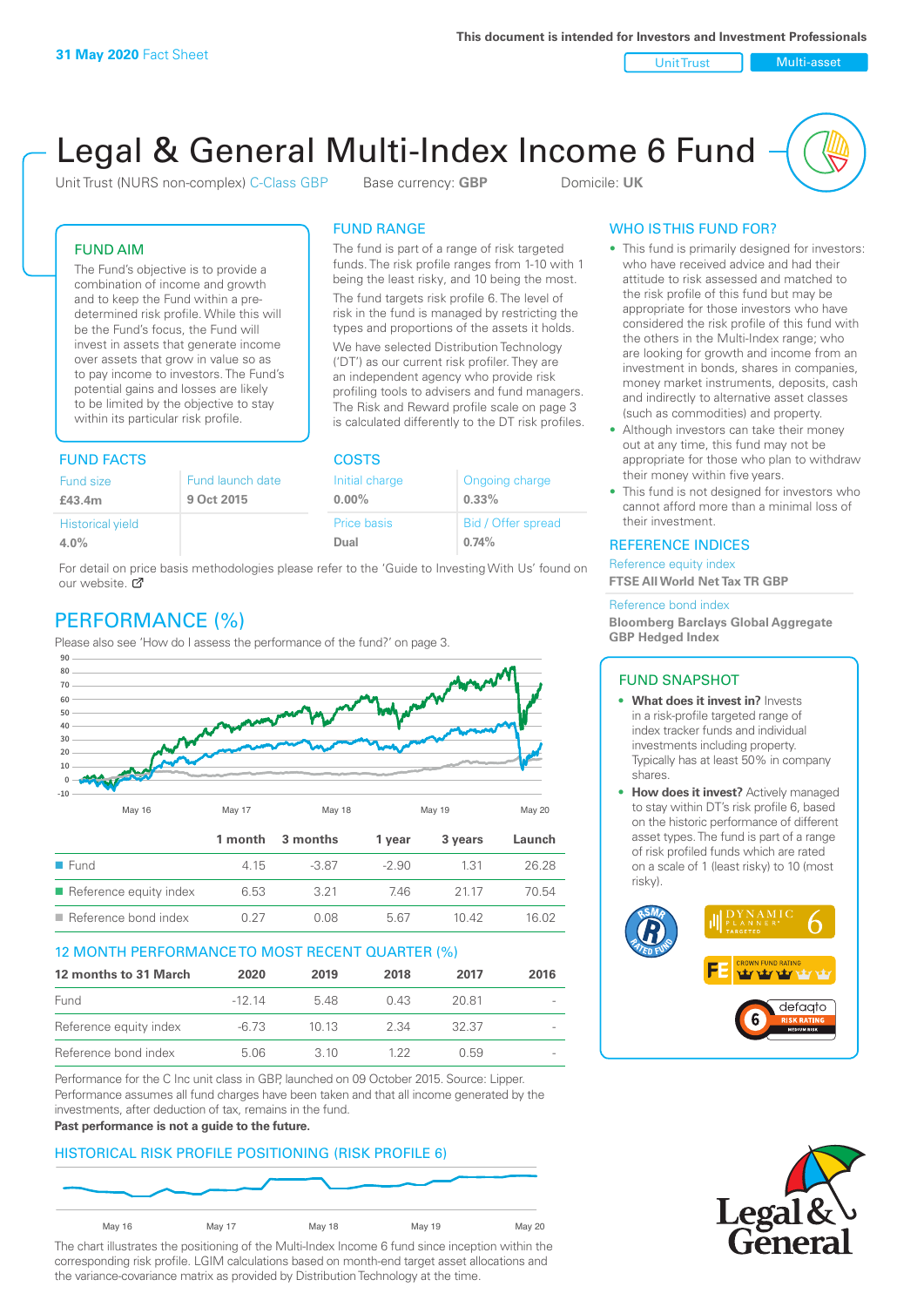This document is intended for Investors and Investment Professionals

**31 May 2020** Fact Sheet

Unit Trust | Multi-asset

# Legal & General Multi-Index Income 6 Fund

Unit Trust (NURS non-complex) C-Class GBP    Base currency: **GBP**    Domicile: **UK**

## FUND AIM

The Fund's objective is to provide a combination of income and growth and to keep the Fund within a pre-determined risk profile. While this will be the Fund's focus, the Fund will invest in assets that generate income over assets that grow in value so as to pay income to investors. The Fund's potential gains and losses are likely to be limited by the objective to stay within its particular risk profile.

## FUND RANGE

The fund is part of a range of risk targeted funds. The risk profile ranges from 1-10 with 1 being the least risky, and 10 being the most.

The fund targets risk profile 6. The level of risk in the fund is managed by restricting the types and proportions of the assets it holds.

We have selected Distribution Technology ('DT') as our current risk profiler. They are an independent agency who provide risk profiling tools to advisers and fund managers. The Risk and Reward profile scale on page 3 is calculated differently to the DT risk profiles.

## FUND FACTS

| Fund size | Fund launch date |
|---|---|
| **£43.4m** | **9 Oct 2015** |
| Historical yield | |
| **4.0%** | |

## COSTS

| Initial charge | Ongoing charge |
|---|---|
| **0.00%** | **0.33%** |
| Price basis | Bid / Offer spread |
| **Dual** | **0.74%** |

For detail on price basis methodologies please refer to the 'Guide to Investing With Us' found on our website.

## WHO IS THIS FUND FOR?

- This fund is primarily designed for investors: who have received advice and had their attitude to risk assessed and matched to the risk profile of this fund but may be appropriate for those investors who have considered the risk profile of this fund with the others in the Multi-Index range; who are looking for growth and income from an investment in bonds, shares in companies, money market instruments, deposits, cash and indirectly to alternative asset classes (such as commodities) and property.
- Although investors can take their money out at any time, this fund may not be appropriate for those who plan to withdraw their money within five years.
- This fund is not designed for investors who cannot afford more than a minimal loss of their investment.

## REFERENCE INDICES

Reference equity index
**FTSE All World Net Tax TR GBP**

Reference bond index
**Bloomberg Barclays Global Aggregate GBP Hedged Index**

## PERFORMANCE (%)

Please also see 'How do I assess the performance of the fund?' on page 3.

| | 1 month | 3 months | 1 year | 3 years | Launch |
|---|---|---|---|---|---|
| Fund | 4.15 | -3.87 | -2.90 | 1.31 | 26.28 |
| Reference equity index | 6.53 | 3.21 | 7.46 | 21.17 | 70.54 |
| Reference bond index | 0.27 | 0.08 | 5.67 | 10.42 | 16.02 |

## 12 MONTH PERFORMANCE TO MOST RECENT QUARTER (%)

| 12 months to 31 March | 2020 | 2019 | 2018 | 2017 | 2016 |
|---|---|---|---|---|---|
| Fund | -12.14 | 5.48 | 0.43 | 20.81 | - |
| Reference equity index | -6.73 | 10.13 | 2.34 | 32.37 | - |
| Reference bond index | 5.06 | 3.10 | 1.22 | 0.59 | - |

Performance for the C Inc unit class in GBP, launched on 09 October 2015. Source: Lipper. Performance assumes all fund charges have been taken and that all income generated by the investments, after deduction of tax, remains in the fund.

**Past performance is not a guide to the future.**

## FUND SNAPSHOT

- **What does it invest in?** Invests in a risk-profile targeted range of index tracker funds and individual investments including property. Typically has at least 50% in company shares.
- **How does it invest?** Actively managed to stay within DT's risk profile 6, based on the historic performance of different asset types. The fund is part of a range of risk profiled funds which are rated on a scale of 1 (least risky) to 10 (most risky).

## HISTORICAL RISK PROFILE POSITIONING (RISK PROFILE 6)

The chart illustrates the positioning of the Multi-Index Income 6 fund since inception within the corresponding risk profile. LGIM calculations based on month-end target asset allocations and the variance-covariance matrix as provided by Distribution Technology at the time.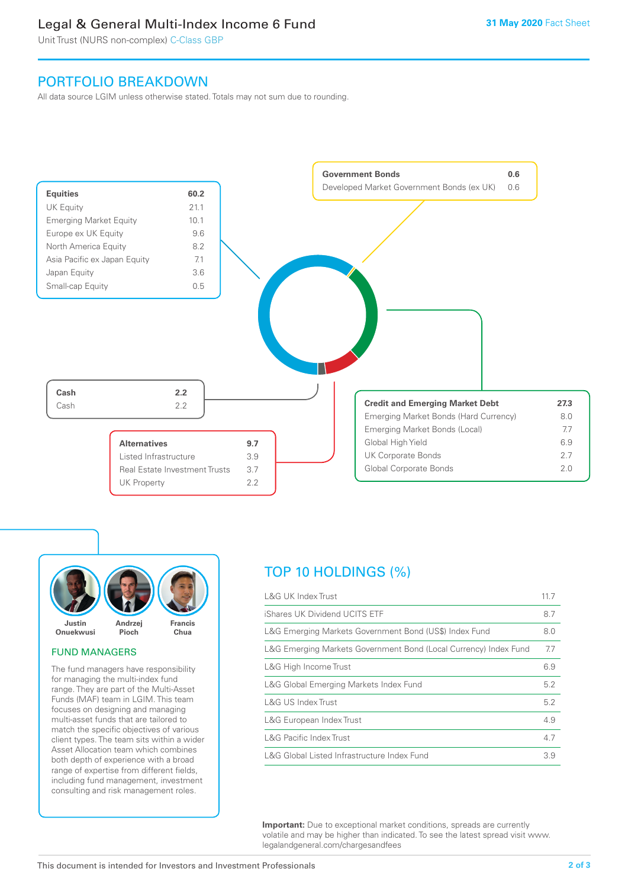# Legal & General Multi-Index Income 6 Fund

Unit Trust (NURS non-complex) C-Class GBP

**31 May 2020** Fact Sheet

## PORTFOLIO BREAKDOWN

All data source LGIM unless otherwise stated. Totals may not sum due to rounding.

| **Equities** | **60.2** |
|---|---|
| UK Equity | 21.1 |
| Emerging Market Equity | 10.1 |
| Europe ex UK Equity | 9.6 |
| North America Equity | 8.2 |
| Asia Pacific ex Japan Equity | 7.1 |
| Japan Equity | 3.6 |
| Small-cap Equity | 0.5 |

| **Government Bonds** | **0.6** |
|---|---|
| Developed Market Government Bonds (ex UK) | 0.6 |

| **Cash** | **2.2** |
|---|---|
| Cash | 2.2 |

| **Alternatives** | **9.7** |
|---|---|
| Listed Infrastructure | 3.9 |
| Real Estate Investment Trusts | 3.7 |
| UK Property | 2.2 |

| **Credit and Emerging Market Debt** | **27.3** |
|---|---|
| Emerging Market Bonds (Hard Currency) | 8.0 |
| Emerging Market Bonds (Local) | 7.7 |
| Global High Yield | 6.9 |
| UK Corporate Bonds | 2.7 |
| Global Corporate Bonds | 2.0 |

Justin Onuekwusi, Andrzej Pioch, Francis Chua

### FUND MANAGERS

The fund managers have responsibility for managing the multi-index fund range. They are part of the Multi-Asset Funds (MAF) team in LGIM. This team focuses on designing and managing multi-asset funds that are tailored to match the specific objectives of various client types. The team sits within a wider Asset Allocation team which combines both depth of experience with a broad range of expertise from different fields, including fund management, investment consulting and risk management roles.

## TOP 10 HOLDINGS (%)

| Holding | % |
|---|---|
| L&G UK Index Trust | 11.7 |
| iShares UK Dividend UCITS ETF | 8.7 |
| L&G Emerging Markets Government Bond (US$) Index Fund | 8.0 |
| L&G Emerging Markets Government Bond (Local Currency) Index Fund | 7.7 |
| L&G High Income Trust | 6.9 |
| L&G Global Emerging Markets Index Fund | 5.2 |
| L&G US Index Trust | 5.2 |
| L&G European Index Trust | 4.9 |
| L&G Pacific Index Trust | 4.7 |
| L&G Global Listed Infrastructure Index Fund | 3.9 |

**Important:** Due to exceptional market conditions, spreads are currently volatile and may be higher than indicated. To see the latest spread visit www.legalandgeneral.com/chargesandfees

This document is intended for Investors and Investment Professionals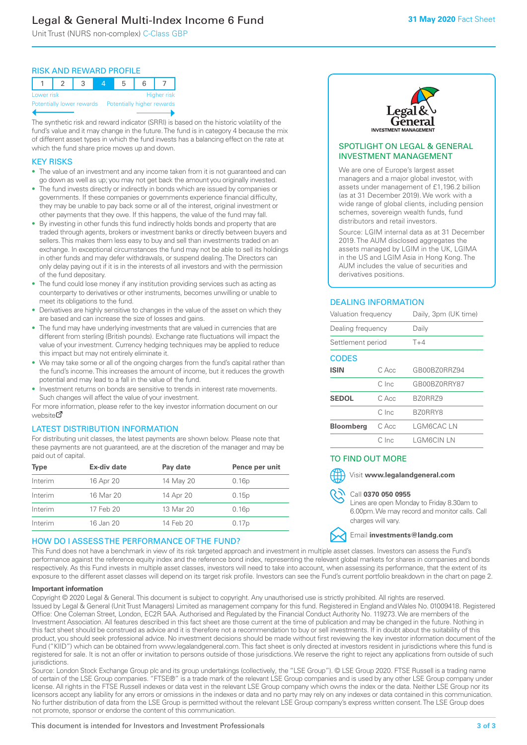# Legal & General Multi-Index Income 6 Fund

Unit Trust (NURS non-complex) C-Class GBP

**31 May 2020** Fact Sheet

## RISK AND REWARD PROFILE

| 1 | 2 | 3 | 4 | 5 | 6 | 7 |
|---|---|---|---|---|---|---|

Lower risk — Higher risk

Potentially lower rewards — Potentially higher rewards

The synthetic risk and reward indicator (SRRI) is based on the historic volatility of the fund's value and it may change in the future. The fund is in category 4 because the mix of different asset types in which the fund invests has a balancing effect on the rate at which the fund share price moves up and down.

## KEY RISKS

- The value of an investment and any income taken from it is not guaranteed and can go down as well as up; you may not get back the amount you originally invested.
- The fund invests directly or indirectly in bonds which are issued by companies or governments. If these companies or governments experience financial difficulty, they may be unable to pay back some or all of the interest, original investment or other payments that they owe. If this happens, the value of the fund may fall.
- By investing in other funds this fund indirectly holds bonds and property that are traded through agents, brokers or investment banks or directly between buyers and sellers. This makes them less easy to buy and sell than investments traded on an exchange. In exceptional circumstances the fund may not be able to sell its holdings in other funds and may defer withdrawals, or suspend dealing. The Directors can only delay paying out if it is in the interests of all investors and with the permission of the fund depositary.
- The fund could lose money if any institution providing services such as acting as counterparty to derivatives or other instruments, becomes unwilling or unable to meet its obligations to the fund.
- Derivatives are highly sensitive to changes in the value of the asset on which they are based and can increase the size of losses and gains.
- The fund may have underlying investments that are valued in currencies that are different from sterling (British pounds). Exchange rate fluctuations will impact the value of your investment. Currency hedging techniques may be applied to reduce this impact but may not entirely eliminate it.
- We may take some or all of the ongoing charges from the fund's capital rather than the fund's income. This increases the amount of income, but it reduces the growth potential and may lead to a fall in the value of the fund.
- Investment returns on bonds are sensitive to trends in interest rate movements. Such changes will affect the value of your investment.

For more information, please refer to the key investor information document on our website

## LATEST DISTRIBUTION INFORMATION

For distributing unit classes, the latest payments are shown below. Please note that these payments are not guaranteed, are at the discretion of the manager and may be paid out of capital.

| Type | Ex-div date | Pay date | Pence per unit |
|---|---|---|---|
| Interim | 16 Apr 20 | 14 May 20 | 0.16p |
| Interim | 16 Mar 20 | 14 Apr 20 | 0.15p |
| Interim | 17 Feb 20 | 13 Mar 20 | 0.16p |
| Interim | 16 Jan 20 | 14 Feb 20 | 0.17p |

## SPOTLIGHT ON LEGAL & GENERAL INVESTMENT MANAGEMENT

We are one of Europe's largest asset managers and a major global investor, with assets under management of £1,196.2 billion (as at 31 December 2019). We work with a wide range of global clients, including pension schemes, sovereign wealth funds, fund distributors and retail investors.

Source: LGIM internal data as at 31 December 2019. The AUM disclosed aggregates the assets managed by LGIM in the UK, LGIMA in the US and LGIM Asia in Hong Kong. The AUM includes the value of securities and derivatives positions.

## DEALING INFORMATION

| | |
|---|---|
| Valuation frequency | Daily, 3pm (UK time) |
| Dealing frequency | Daily |
| Settlement period | T+4 |

## CODES

| | | |
|---|---|---|
| **ISIN** | C Acc | GB00BZ0RRZ94 |
| | C Inc | GB00BZ0RRY87 |
| **SEDOL** | C Acc | BZ0RRZ9 |
| | C Inc | BZ0RRY8 |
| **Bloomberg** | C Acc | LGM6CAC LN |
| | C Inc | LGM6CIN LN |

## TO FIND OUT MORE

Visit **www.legalandgeneral.com**

Call **0370 050 0955**
Lines are open Monday to Friday 8.30am to 6.00pm. We may record and monitor calls. Call charges will vary.

Email **investments@landg.com**

## HOW DO I ASSESS THE PERFORMANCE OF THE FUND?

This Fund does not have a benchmark in view of its risk targeted approach and investment in multiple asset classes. Investors can assess the Fund's performance against the reference equity index and the reference bond index, representing the relevant global markets for shares in companies and bonds respectively. As this Fund invests in multiple asset classes, investors will need to take into account, when assessing its performance, that the extent of its exposure to the different asset classes will depend on its target risk profile. Investors can see the Fund's current portfolio breakdown in the chart on page 2.

**Important information**

Copyright © 2020 Legal & General. This document is subject to copyright. Any unauthorised use is strictly prohibited. All rights are reserved.
Issued by Legal & General (Unit Trust Managers) Limited as management company for this fund. Registered in England and Wales No. 01009418. Registered Office: One Coleman Street, London, EC2R 5AA. Authorised and Regulated by the Financial Conduct Authority No. 119273. We are members of the Investment Association. All features described in this fact sheet are those current at the time of publication and may be changed in the future. Nothing in this fact sheet should be construed as advice and it is therefore not a recommendation to buy or sell investments. If in doubt about the suitability of this product, you should seek professional advice. No investment decisions should be made without first reviewing the key investor information document of the Fund ("KIID") which can be obtained from www.legalandgeneral.com. This fact sheet is only directed at investors resident in jurisdictions where this fund is registered for sale. It is not an offer or invitation to persons outside of those jurisdictions. We reserve the right to reject any applications from outside of such jurisdictions.
Source: London Stock Exchange Group plc and its group undertakings (collectively, the "LSE Group"). © LSE Group 2020. FTSE Russell is a trading name of certain of the LSE Group companies. "FTSE®" is a trade mark of the relevant LSE Group companies and is used by any other LSE Group company under license. All rights in the FTSE Russell indexes or data vest in the relevant LSE Group company which owns the index or the data. Neither LSE Group nor its licensors accept any liability for any errors or omissions in the indexes or data and no party may rely on any indexes or data contained in this communication. No further distribution of data from the LSE Group is permitted without the relevant LSE Group company's express written consent. The LSE Group does not promote, sponsor or endorse the content of this communication.

This document is intended for Investors and Investment Professionals